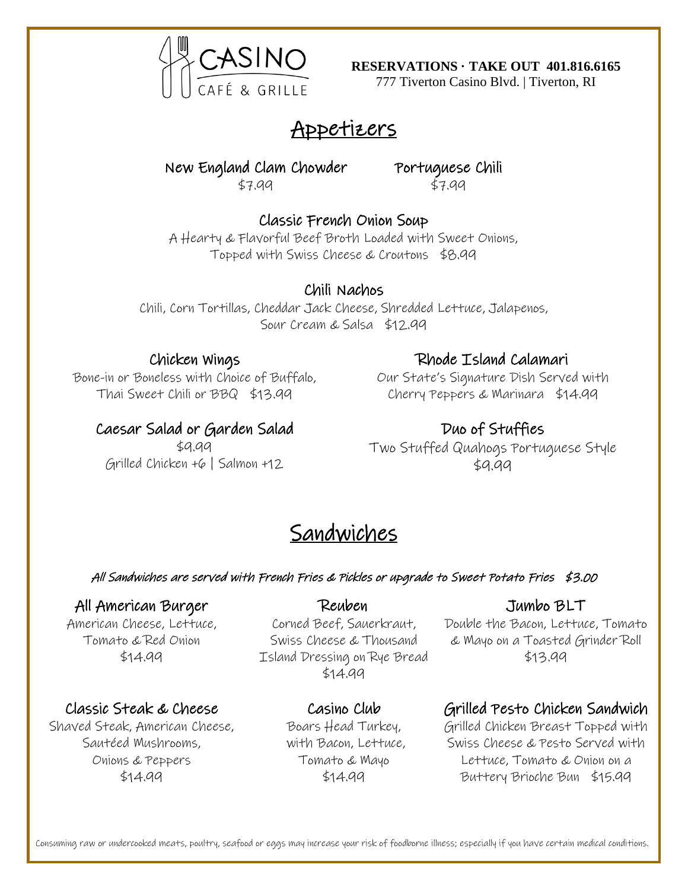# CASINO
CAFÉ & GRILLE

**RESERVATIONS · TAKE OUT 401.816.6165**
777 Tiverton Casino Blvd. | Tiverton, RI

## Appetizers

### New England Clam Chowder
$7.99

### Portuguese Chili
$7.99

### Classic French Onion Soup
A Hearty & Flavorful Beef Broth Loaded with Sweet Onions, Topped with Swiss Cheese & Croutons $8.99

### Chili Nachos
Chili, Corn Tortillas, Cheddar Jack Cheese, Shredded Lettuce, Jalapenos, Sour Cream & Salsa $12.99

### Chicken Wings
Bone-in or Boneless with Choice of Buffalo, Thai Sweet Chili or BBQ $13.99

### Rhode Island Calamari
Our State's Signature Dish Served with Cherry Peppers & Marinara $14.99

### Caesar Salad or Garden Salad
$9.99
Grilled Chicken +6 | Salmon +12

### Duo of Stuffies
Two Stuffed Quahogs Portuguese Style
$9.99

## Sandwiches

*All Sandwiches are served with French Fries & Pickles or upgrade to Sweet Potato Fries $3.00*

### All American Burger
American Cheese, Lettuce, Tomato & Red Onion
$14.99

### Reuben
Corned Beef, Sauerkraut, Swiss Cheese & Thousand Island Dressing on Rye Bread
$14.99

### Jumbo BLT
Double the Bacon, Lettuce, Tomato & Mayo on a Toasted Grinder Roll
$13.99

### Classic Steak & Cheese
Shaved Steak, American Cheese, Sautéed Mushrooms, Onions & Peppers
$14.99

### Casino Club
Boars Head Turkey, with Bacon, Lettuce, Tomato & Mayo
$14.99

### Grilled Pesto Chicken Sandwich
Grilled Chicken Breast Topped with Swiss Cheese & Pesto Served with Lettuce, Tomato & Onion on a Buttery Brioche Bun $15.99

Consuming raw or undercooked meats, poultry, seafood or eggs may increase your risk of foodborne illness; especially if you have certain medical conditions.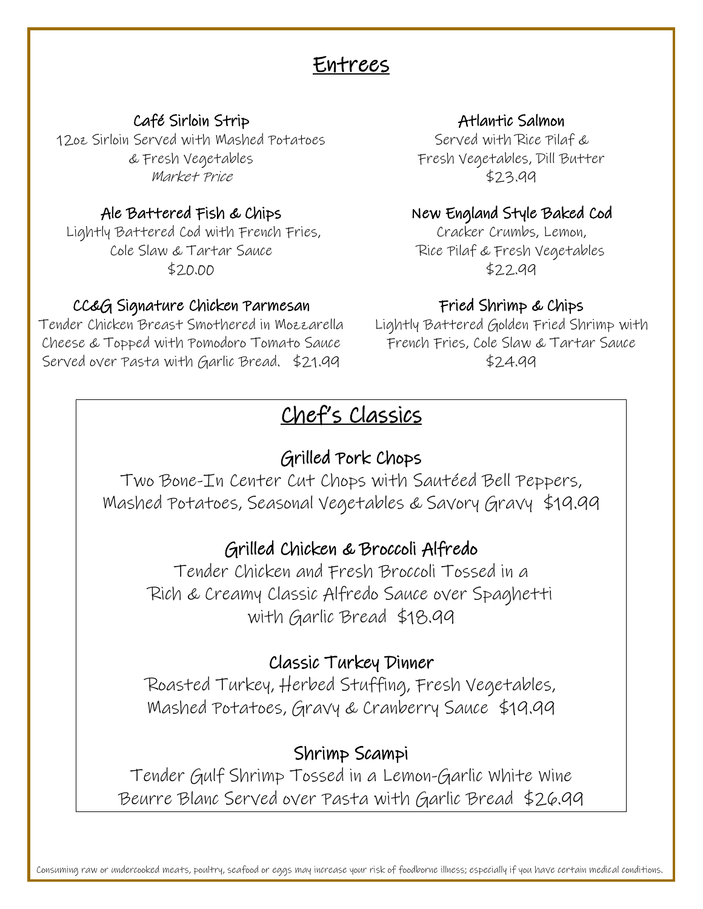# Entrees

### Café Sirloin Strip

12oz Sirloin Served with Mashed Potatoes & Fresh Vegetables
*Market Price*

### Ale Battered Fish & Chips

Lightly Battered Cod with French Fries, Cole Slaw & Tartar Sauce
$20.00

### CC&G Signature Chicken Parmesan

Tender Chicken Breast Smothered in Mozzarella Cheese & Topped with Pomodoro Tomato Sauce Served over Pasta with Garlic Bread. $21.99

### Atlantic Salmon

Served with Rice Pilaf & Fresh Vegetables, Dill Butter
$23.99

### New England Style Baked Cod

Cracker Crumbs, Lemon, Rice Pilaf & Fresh Vegetables
$22.99

### Fried Shrimp & Chips

Lightly Battered Golden Fried Shrimp with French Fries, Cole Slaw & Tartar Sauce
$24.99

## Chef's Classics

### Grilled Pork Chops

Two Bone-In Center Cut Chops with Sautéed Bell Peppers, Mashed Potatoes, Seasonal Vegetables & Savory Gravy $19.99

### Grilled Chicken & Broccoli Alfredo

Tender Chicken and Fresh Broccoli Tossed in a Rich & Creamy Classic Alfredo Sauce over Spaghetti with Garlic Bread $18.99

### Classic Turkey Dinner

Roasted Turkey, Herbed Stuffing, Fresh Vegetables, Mashed Potatoes, Gravy & Cranberry Sauce $19.99

### Shrimp Scampi

Tender Gulf Shrimp Tossed in a Lemon-Garlic White Wine Beurre Blanc Served over Pasta with Garlic Bread $26.99

Consuming raw or undercooked meats, poultry, seafood or eggs may increase your risk of foodborne illness; especially if you have certain medical conditions.